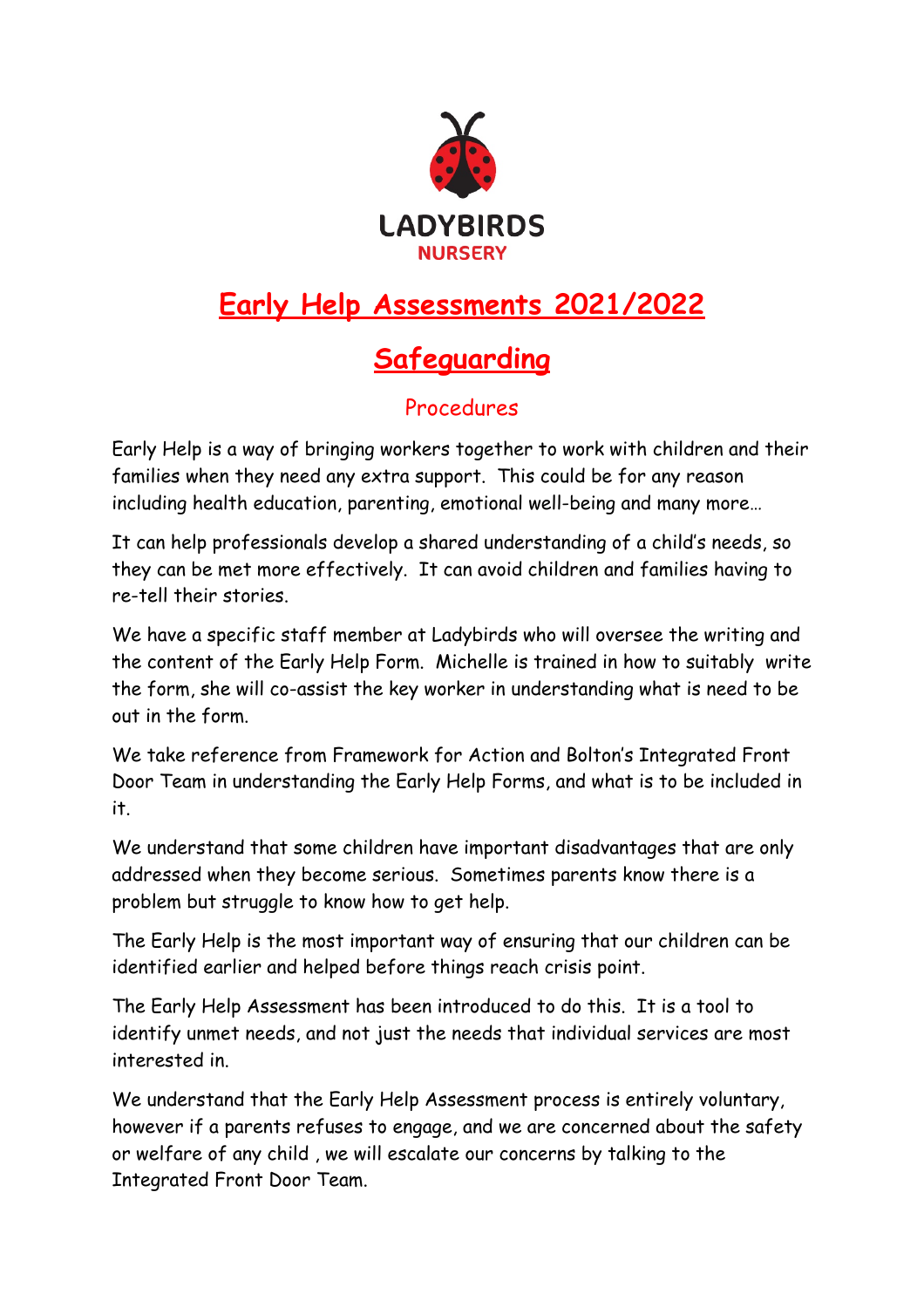LADYBIRDS
NURSERY

# Early Help Assessments 2021/2022

# Safeguarding

## Procedures

Early Help is a way of bringing workers together to work with children and their families when they need any extra support. This could be for any reason including health education, parenting, emotional well-being and many more…

It can help professionals develop a shared understanding of a child's needs, so they can be met more effectively. It can avoid children and families having to re-tell their stories.

We have a specific staff member at Ladybirds who will oversee the writing and the content of the Early Help Form. Michelle is trained in how to suitably write the form, she will co-assist the key worker in understanding what is need to be out in the form.

We take reference from Framework for Action and Bolton's Integrated Front Door Team in understanding the Early Help Forms, and what is to be included in it.

We understand that some children have important disadvantages that are only addressed when they become serious. Sometimes parents know there is a problem but struggle to know how to get help.

The Early Help is the most important way of ensuring that our children can be identified earlier and helped before things reach crisis point.

The Early Help Assessment has been introduced to do this. It is a tool to identify unmet needs, and not just the needs that individual services are most interested in.

We understand that the Early Help Assessment process is entirely voluntary, however if a parents refuses to engage, and we are concerned about the safety or welfare of any child , we will escalate our concerns by talking to the Integrated Front Door Team.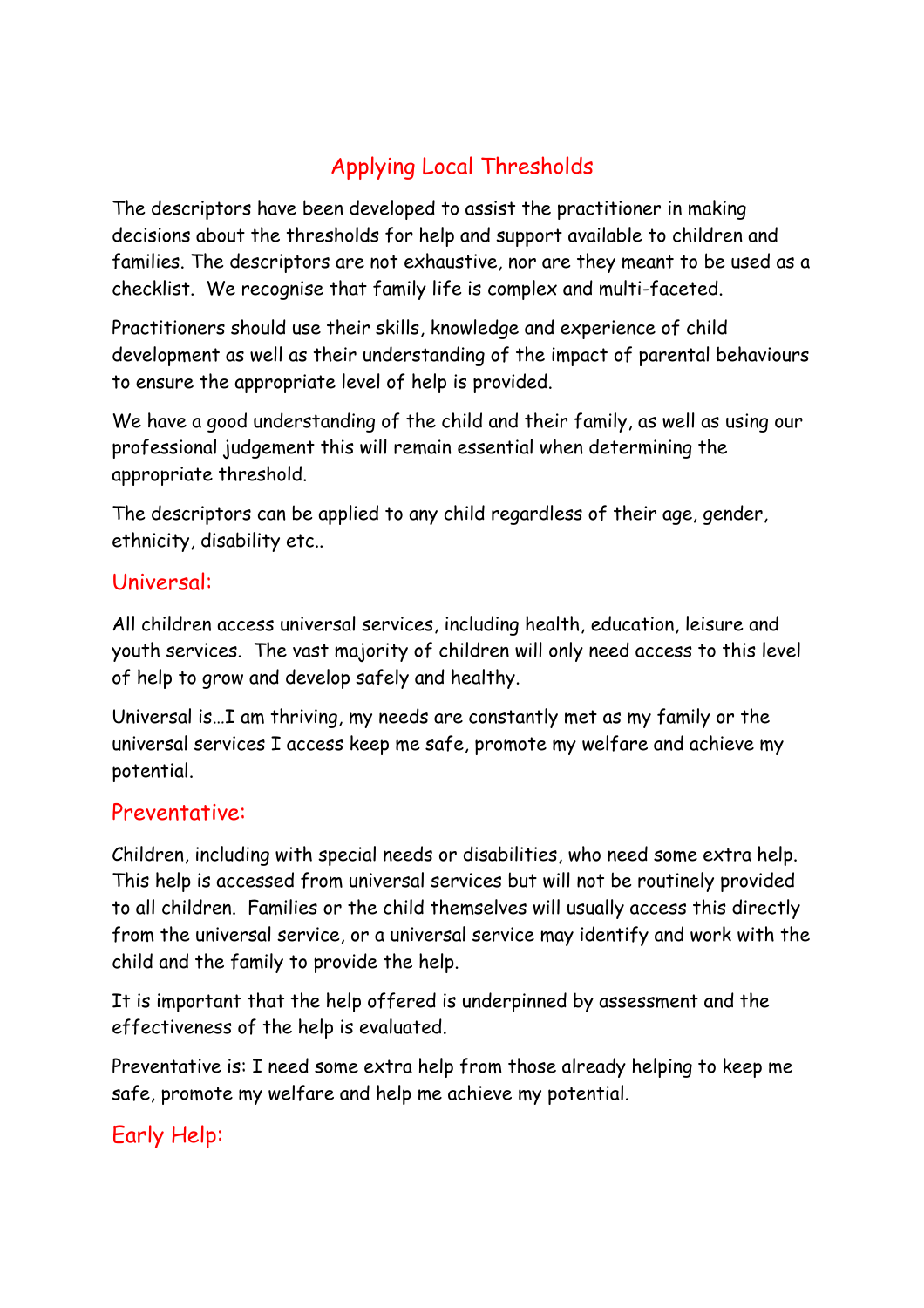# Applying Local Thresholds

The descriptors have been developed to assist the practitioner in making decisions about the thresholds for help and support available to children and families. The descriptors are not exhaustive, nor are they meant to be used as a checklist. We recognise that family life is complex and multi-faceted.

Practitioners should use their skills, knowledge and experience of child development as well as their understanding of the impact of parental behaviours to ensure the appropriate level of help is provided.

We have a good understanding of the child and their family, as well as using our professional judgement this will remain essential when determining the appropriate threshold.

The descriptors can be applied to any child regardless of their age, gender, ethnicity, disability etc..

## Universal:

All children access universal services, including health, education, leisure and youth services. The vast majority of children will only need access to this level of help to grow and develop safely and healthy.

Universal is…I am thriving, my needs are constantly met as my family or the universal services I access keep me safe, promote my welfare and achieve my potential.

## Preventative:

Children, including with special needs or disabilities, who need some extra help. This help is accessed from universal services but will not be routinely provided to all children. Families or the child themselves will usually access this directly from the universal service, or a universal service may identify and work with the child and the family to provide the help.

It is important that the help offered is underpinned by assessment and the effectiveness of the help is evaluated.

Preventative is: I need some extra help from those already helping to keep me safe, promote my welfare and help me achieve my potential.

## Early Help: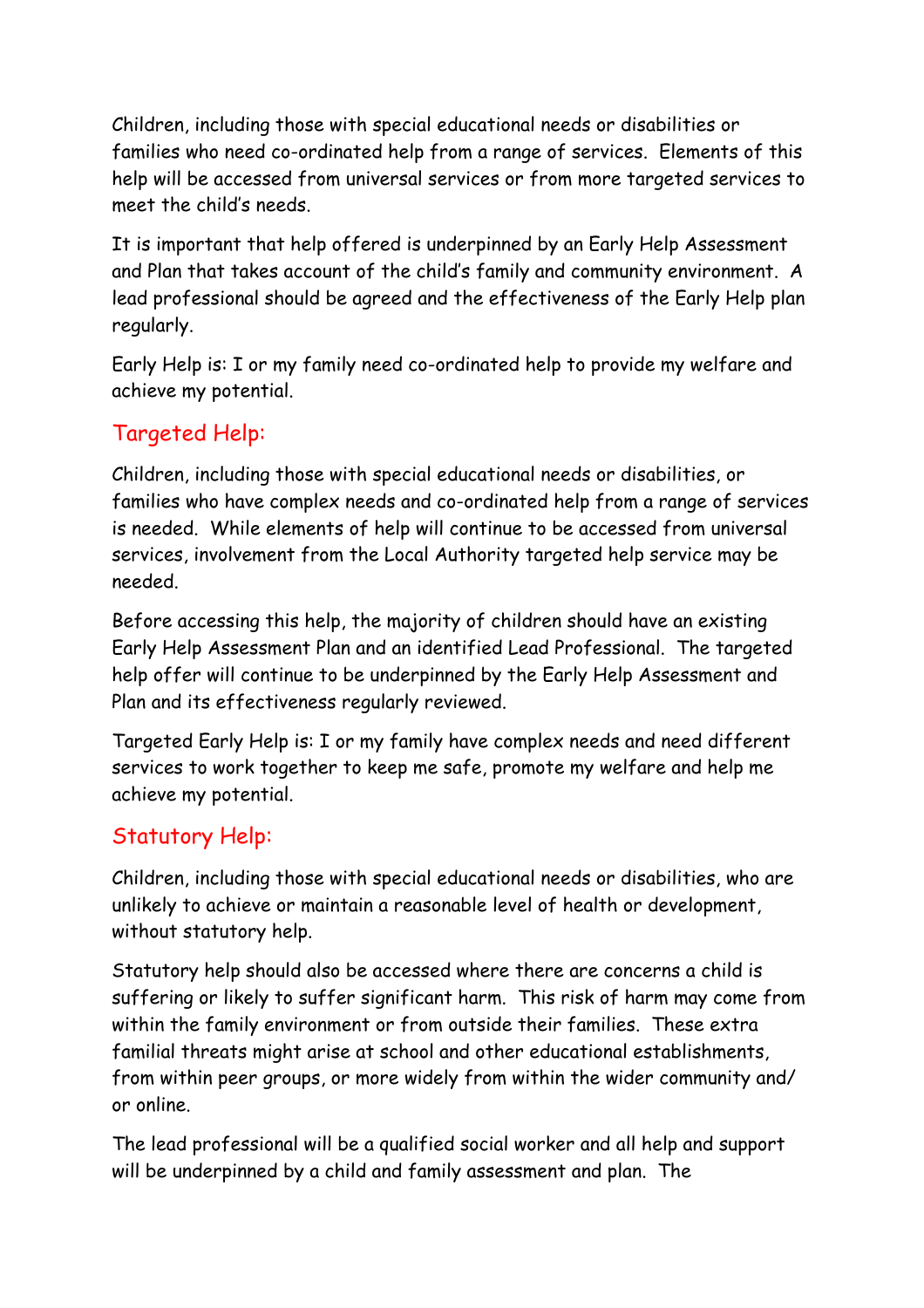Children, including those with special educational needs or disabilities or families who need co-ordinated help from a range of services. Elements of this help will be accessed from universal services or from more targeted services to meet the child's needs.

It is important that help offered is underpinned by an Early Help Assessment and Plan that takes account of the child's family and community environment. A lead professional should be agreed and the effectiveness of the Early Help plan regularly.

Early Help is: I or my family need co-ordinated help to provide my welfare and achieve my potential.

## Targeted Help:

Children, including those with special educational needs or disabilities, or families who have complex needs and co-ordinated help from a range of services is needed. While elements of help will continue to be accessed from universal services, involvement from the Local Authority targeted help service may be needed.

Before accessing this help, the majority of children should have an existing Early Help Assessment Plan and an identified Lead Professional. The targeted help offer will continue to be underpinned by the Early Help Assessment and Plan and its effectiveness regularly reviewed.

Targeted Early Help is: I or my family have complex needs and need different services to work together to keep me safe, promote my welfare and help me achieve my potential.

## Statutory Help:

Children, including those with special educational needs or disabilities, who are unlikely to achieve or maintain a reasonable level of health or development, without statutory help.

Statutory help should also be accessed where there are concerns a child is suffering or likely to suffer significant harm. This risk of harm may come from within the family environment or from outside their families. These extra familial threats might arise at school and other educational establishments, from within peer groups, or more widely from within the wider community and/ or online.

The lead professional will be a qualified social worker and all help and support will be underpinned by a child and family assessment and plan. The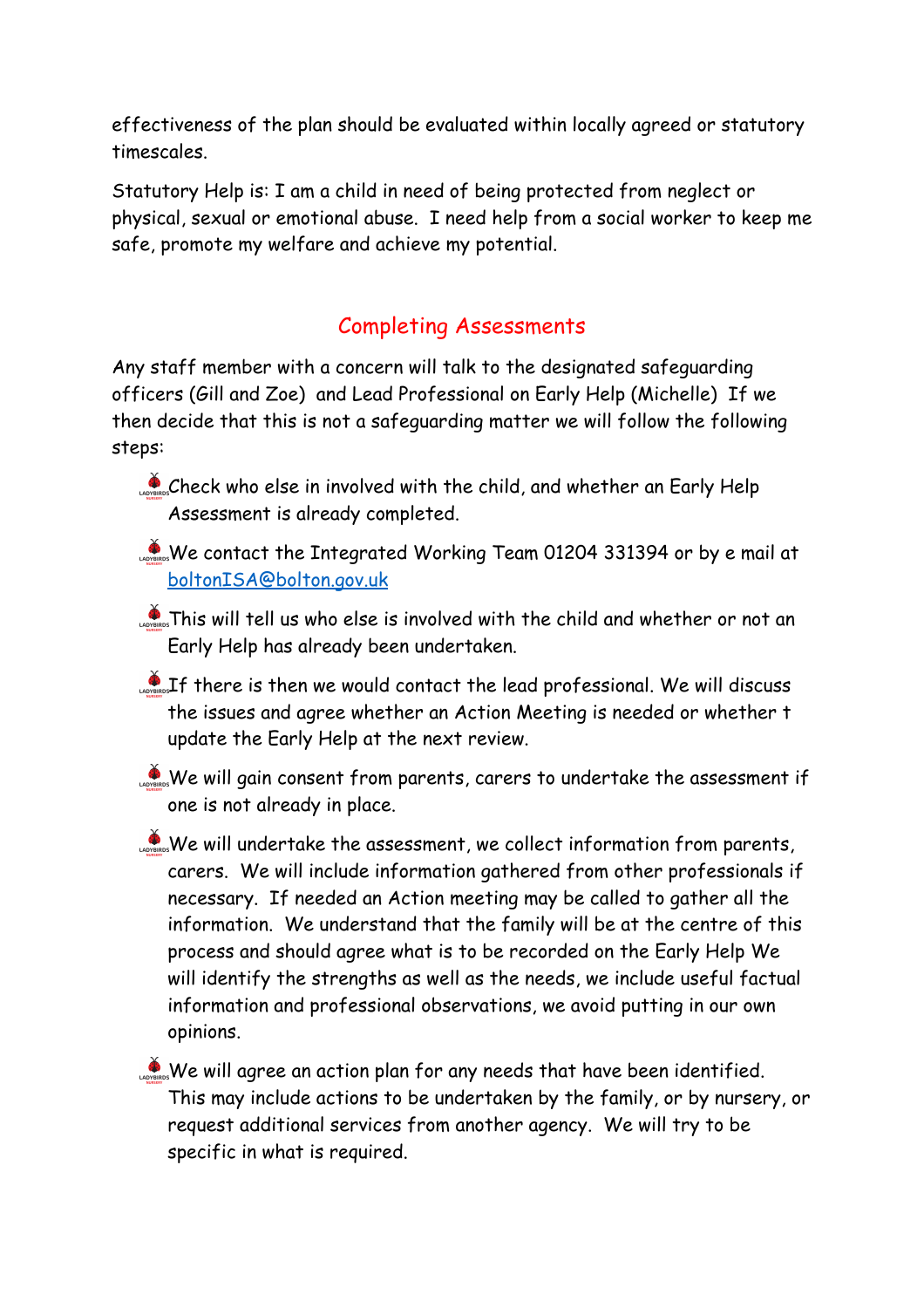effectiveness of the plan should be evaluated within locally agreed or statutory timescales.

Statutory Help is: I am a child in need of being protected from neglect or physical, sexual or emotional abuse. I need help from a social worker to keep me safe, promote my welfare and achieve my potential.

## Completing Assessments

Any staff member with a concern will talk to the designated safeguarding officers (Gill and Zoe) and Lead Professional on Early Help (Michelle) If we then decide that this is not a safeguarding matter we will follow the following steps:

- Check who else in involved with the child, and whether an Early Help Assessment is already completed.
- We contact the Integrated Working Team 01204 331394 or by e mail at boltonISA@bolton.gov.uk
- This will tell us who else is involved with the child and whether or not an Early Help has already been undertaken.
- If there is then we would contact the lead professional. We will discuss the issues and agree whether an Action Meeting is needed or whether t update the Early Help at the next review.
- We will gain consent from parents, carers to undertake the assessment if one is not already in place.
- We will undertake the assessment, we collect information from parents, carers. We will include information gathered from other professionals if necessary. If needed an Action meeting may be called to gather all the information. We understand that the family will be at the centre of this process and should agree what is to be recorded on the Early Help We will identify the strengths as well as the needs, we include useful factual information and professional observations, we avoid putting in our own opinions.
- We will agree an action plan for any needs that have been identified. This may include actions to be undertaken by the family, or by nursery, or request additional services from another agency. We will try to be specific in what is required.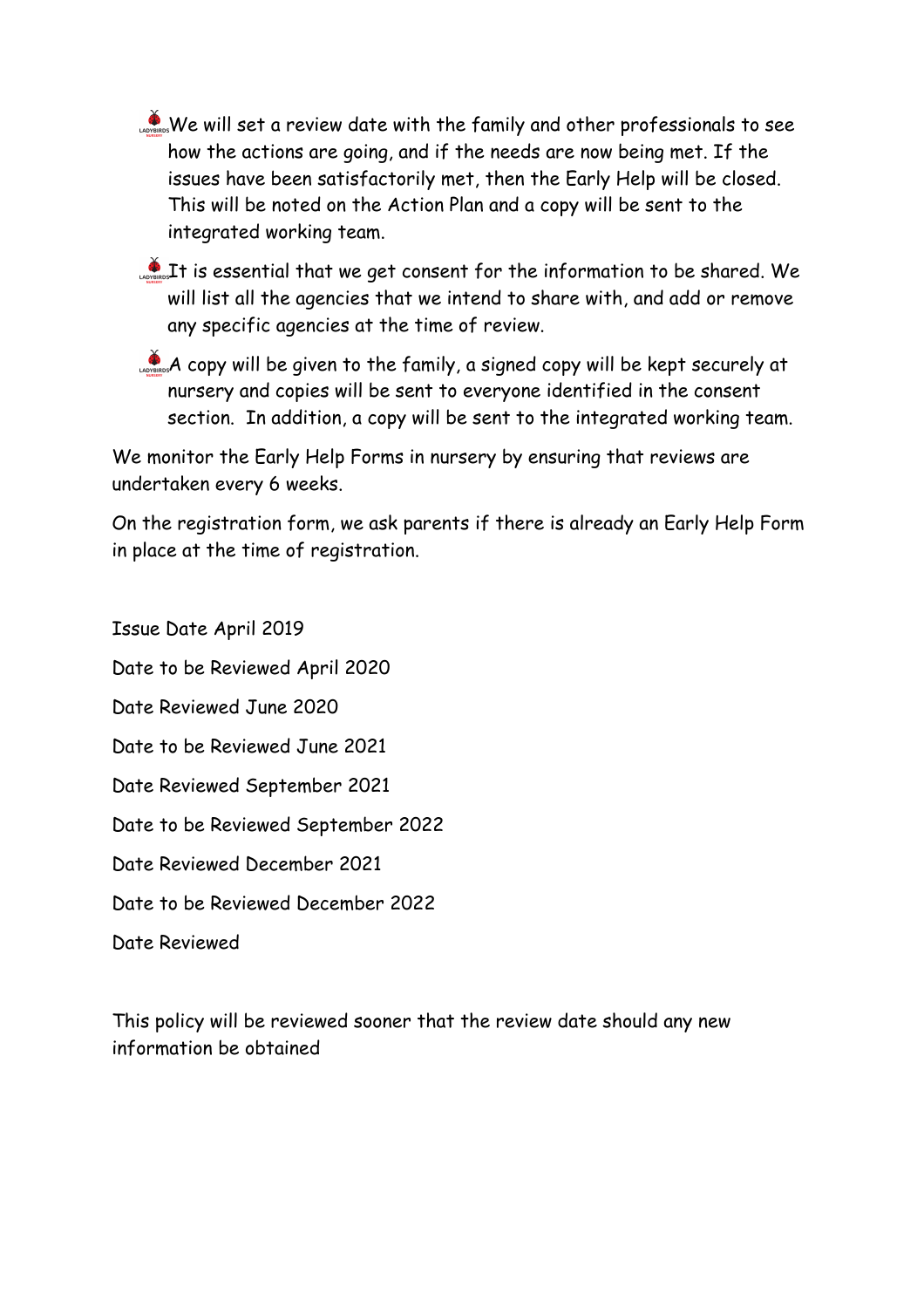- We will set a review date with the family and other professionals to see how the actions are going, and if the needs are now being met. If the issues have been satisfactorily met, then the Early Help will be closed. This will be noted on the Action Plan and a copy will be sent to the integrated working team.
- It is essential that we get consent for the information to be shared. We will list all the agencies that we intend to share with, and add or remove any specific agencies at the time of review.
- A copy will be given to the family, a signed copy will be kept securely at nursery and copies will be sent to everyone identified in the consent section. In addition, a copy will be sent to the integrated working team.

We monitor the Early Help Forms in nursery by ensuring that reviews are undertaken every 6 weeks.

On the registration form, we ask parents if there is already an Early Help Form in place at the time of registration.

Issue Date April 2019

Date to be Reviewed April 2020

Date Reviewed June 2020

Date to be Reviewed June 2021

Date Reviewed September 2021

Date to be Reviewed September 2022

Date Reviewed December 2021

Date to be Reviewed December 2022

Date Reviewed

This policy will be reviewed sooner that the review date should any new information be obtained